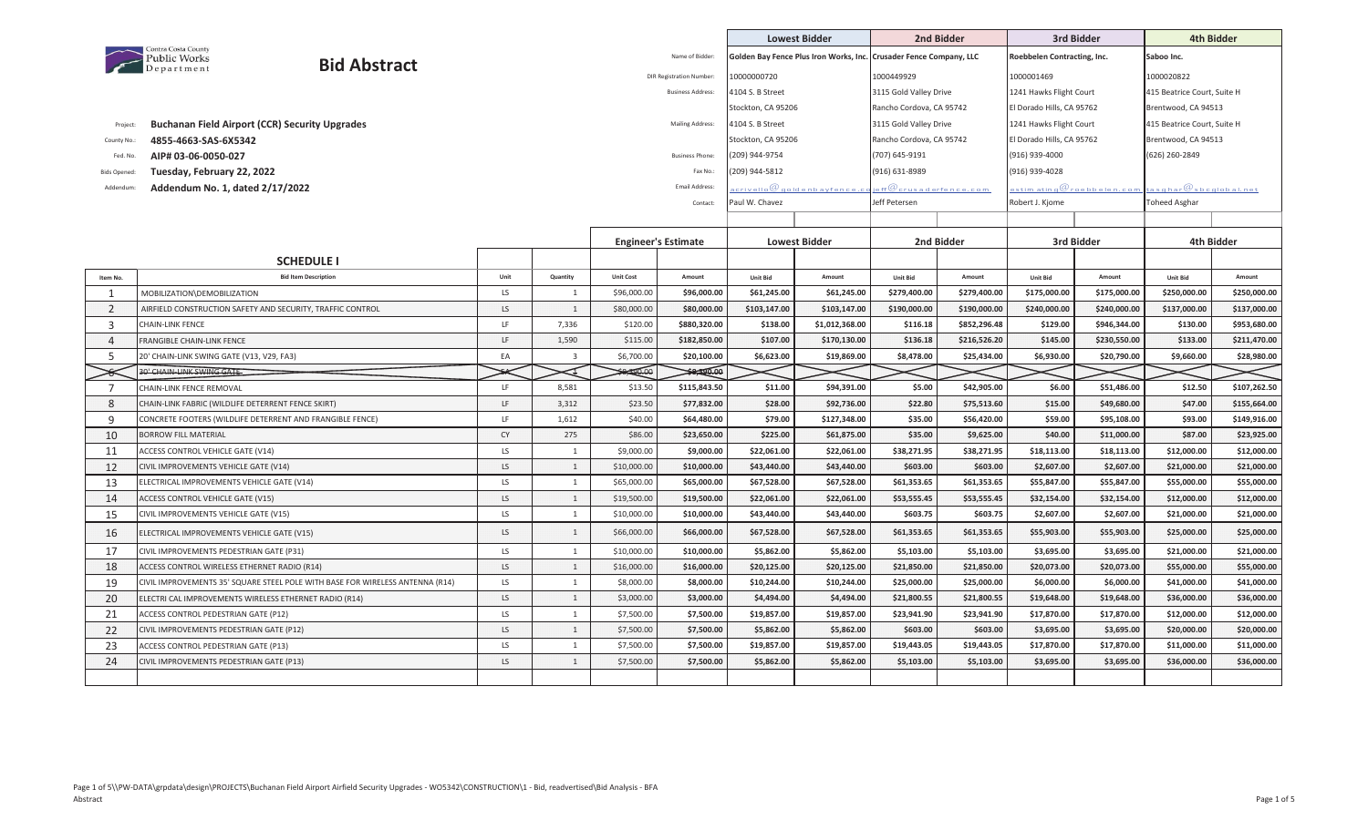Contra Costa County Public Works Department

# Bid Abstract

Project: **Buchanan Field Airport (CCR) Security Upgrades**

County No.: **4855-4663-SAS-6X5342**

Fed. No. **AIP# 03-06-0050-027**

Bids Opened: **Tuesday, February 22, 2022**

Addendum: **Addendum No. 1, dated 2/17/2022**

| | Lowest Bidder | 2nd Bidder | 3rd Bidder | 4th Bidder |
|---|---|---|---|---|
| Name of Bidder: | Golden Bay Fence Plus Iron Works, Inc. | Crusader Fence Company, LLC | Roebbelen Contracting, Inc. | Saboo Inc. |
| DIR Registration Number: | 10000000720 | 1000449929 | 1000001469 | 1000020822 |
| Business Address: | 4104 S. B Street, Stockton, CA 95206 | 3115 Gold Valley Drive, Rancho Cordova, CA 95742 | 1241 Hawks Flight Court, El Dorado Hills, CA 95762 | 415 Beatrice Court, Suite H, Brentwood, CA 94513 |
| Mailing Address: | 4104 S. B Street, Stockton, CA 95206 | 3115 Gold Valley Drive, Rancho Cordova, CA 95742 | 1241 Hawks Flight Court, El Dorado Hills, CA 95762 | 415 Beatrice Court, Suite H, Brentwood, CA 94513 |
| Business Phone: | (209) 944-9754 | (707) 645-9191 | (916) 939-4000 | (626) 260-2849 |
| Fax No.: | (209) 944-5812 | (916) 631-8989 | (916) 939-4028 | |
| Email Address: | acrivello@goldenbayfence.co | jeff@crusaderfence.com | estimating@roebbelen.com | tasghar@sbcglobal.net |
| Contact: | Paul W. Chavez | Jeff Petersen | Robert J. Kjome | Toheed Asghar |

## SCHEDULE I

| Item No. | Bid Item Description | Unit | Quantity | Engineer's Estimate Unit Cost | Engineer's Estimate Amount | Lowest Bidder Unit Bid | Lowest Bidder Amount | 2nd Bidder Unit Bid | 2nd Bidder Amount | 3rd Bidder Unit Bid | 3rd Bidder Amount | 4th Bidder Unit Bid | 4th Bidder Amount |
|---|---|---|---|---|---|---|---|---|---|---|---|---|---|
| 1 | MOBILIZATION\DEMOBILIZATION | LS | 1 | $96,000.00 | $96,000.00 | $61,245.00 | $61,245.00 | $279,400.00 | $279,400.00 | $175,000.00 | $175,000.00 | $250,000.00 | $250,000.00 |
| 2 | AIRFIELD CONSTRUCTION SAFETY AND SECURITY, TRAFFIC CONTROL | LS | 1 | $80,000.00 | $80,000.00 | $103,147.00 | $103,147.00 | $190,000.00 | $190,000.00 | $240,000.00 | $240,000.00 | $137,000.00 | $137,000.00 |
| 3 | CHAIN-LINK FENCE | LF | 7,336 | $120.00 | $880,320.00 | $138.00 | $1,012,368.00 | $116.18 | $852,296.48 | $129.00 | $946,344.00 | $130.00 | $953,680.00 |
| 4 | FRANGIBLE CHAIN-LINK FENCE | LF | 1,590 | $115.00 | $182,850.00 | $107.00 | $170,130.00 | $136.18 | $216,526.20 | $145.00 | $230,550.00 | $133.00 | $211,470.00 |
| 5 | 20' CHAIN-LINK SWING GATE (V13, V29, FA3) | EA | 3 | $6,700.00 | $20,100.00 | $6,623.00 | $19,869.00 | $8,478.00 | $25,434.00 | $6,930.00 | $20,790.00 | $9,660.00 | $28,980.00 |
| ~~6~~ | ~~30' CHAIN-LINK SWING GATE~~ | ~~EA~~ | ~~1~~ | ~~$9,300.00~~ | ~~$9,300.00~~ | | | | | | | | |
| 7 | CHAIN-LINK FENCE REMOVAL | LF | 8,581 | $13.50 | $115,843.50 | $11.00 | $94,391.00 | $5.00 | $42,905.00 | $6.00 | $51,486.00 | $12.50 | $107,262.50 |
| 8 | CHAIN-LINK FABRIC (WILDLIFE DETERRENT FENCE SKIRT) | LF | 3,312 | $23.50 | $77,832.00 | $28.00 | $92,736.00 | $22.80 | $75,513.60 | $15.00 | $49,680.00 | $47.00 | $155,664.00 |
| 9 | CONCRETE FOOTERS (WILDLIFE DETERRENT AND FRANGIBLE FENCE) | LF | 1,612 | $40.00 | $64,480.00 | $79.00 | $127,348.00 | $35.00 | $56,420.00 | $59.00 | $95,108.00 | $93.00 | $149,916.00 |
| 10 | BORROW FILL MATERIAL | CY | 275 | $86.00 | $23,650.00 | $225.00 | $61,875.00 | $35.00 | $9,625.00 | $40.00 | $11,000.00 | $87.00 | $23,925.00 |
| 11 | ACCESS CONTROL VEHICLE GATE (V14) | LS | 1 | $9,000.00 | $9,000.00 | $22,061.00 | $22,061.00 | $38,271.95 | $38,271.95 | $18,113.00 | $18,113.00 | $12,000.00 | $12,000.00 |
| 12 | CIVIL IMPROVEMENTS VEHICLE GATE (V14) | LS | 1 | $10,000.00 | $10,000.00 | $43,440.00 | $43,440.00 | $603.00 | $603.00 | $2,607.00 | $2,607.00 | $21,000.00 | $21,000.00 |
| 13 | ELECTRICAL IMPROVEMENTS VEHICLE GATE (V14) | LS | 1 | $65,000.00 | $65,000.00 | $67,528.00 | $67,528.00 | $61,353.65 | $61,353.65 | $55,847.00 | $55,847.00 | $55,000.00 | $55,000.00 |
| 14 | ACCESS CONTROL VEHICLE GATE (V15) | LS | 1 | $19,500.00 | $19,500.00 | $22,061.00 | $22,061.00 | $53,555.45 | $53,555.45 | $32,154.00 | $32,154.00 | $12,000.00 | $12,000.00 |
| 15 | CIVIL IMPROVEMENTS VEHICLE GATE (V15) | LS | 1 | $10,000.00 | $10,000.00 | $43,440.00 | $43,440.00 | $603.75 | $603.75 | $2,607.00 | $2,607.00 | $21,000.00 | $21,000.00 |
| 16 | ELECTRICAL IMPROVEMENTS VEHICLE GATE (V15) | LS | 1 | $66,000.00 | $66,000.00 | $67,528.00 | $67,528.00 | $61,353.65 | $61,353.65 | $55,903.00 | $55,903.00 | $25,000.00 | $25,000.00 |
| 17 | CIVIL IMPROVEMENTS PEDESTRIAN GATE (P31) | LS | 1 | $10,000.00 | $10,000.00 | $5,862.00 | $5,862.00 | $5,103.00 | $5,103.00 | $3,695.00 | $3,695.00 | $21,000.00 | $21,000.00 |
| 18 | ACCESS CONTROL WIRELESS ETHERNET RADIO (R14) | LS | 1 | $16,000.00 | $16,000.00 | $20,125.00 | $20,125.00 | $21,850.00 | $21,850.00 | $20,073.00 | $20,073.00 | $55,000.00 | $55,000.00 |
| 19 | CIVIL IMPROVEMENTS 35' SQUARE STEEL POLE WITH BASE FOR WIRELESS ANTENNA (R14) | LS | 1 | $8,000.00 | $8,000.00 | $10,244.00 | $10,244.00 | $25,000.00 | $25,000.00 | $6,000.00 | $6,000.00 | $41,000.00 | $41,000.00 |
| 20 | ELECTRI CAL IMPROVEMENTS WIRELESS ETHERNET RADIO (R14) | LS | 1 | $3,000.00 | $3,000.00 | $4,494.00 | $4,494.00 | $21,800.55 | $21,800.55 | $19,648.00 | $19,648.00 | $36,000.00 | $36,000.00 |
| 21 | ACCESS CONTROL PEDESTRIAN GATE (P12) | LS | 1 | $7,500.00 | $7,500.00 | $19,857.00 | $19,857.00 | $23,941.90 | $23,941.90 | $17,870.00 | $17,870.00 | $12,000.00 | $12,000.00 |
| 22 | CIVIL IMPROVEMENTS PEDESTRIAN GATE (P12) | LS | 1 | $7,500.00 | $7,500.00 | $5,862.00 | $5,862.00 | $603.00 | $603.00 | $3,695.00 | $3,695.00 | $20,000.00 | $20,000.00 |
| 23 | ACCESS CONTROL PEDESTRIAN GATE (P13) | LS | 1 | $7,500.00 | $7,500.00 | $19,857.00 | $19,857.00 | $19,443.05 | $19,443.05 | $17,870.00 | $17,870.00 | $11,000.00 | $11,000.00 |
| 24 | CIVIL IMPROVEMENTS PEDESTRIAN GATE (P13) | LS | 1 | $7,500.00 | $7,500.00 | $5,862.00 | $5,862.00 | $5,103.00 | $5,103.00 | $3,695.00 | $3,695.00 | $36,000.00 | $36,000.00 |

\\PW-DATA\grpdata\design\PROJECTS\Buchanan Field Airport Airfield Security Upgrades - WO5342\CONSTRUCTION\1 - Bid, readvertised\Bid Analysis - BFA Abstract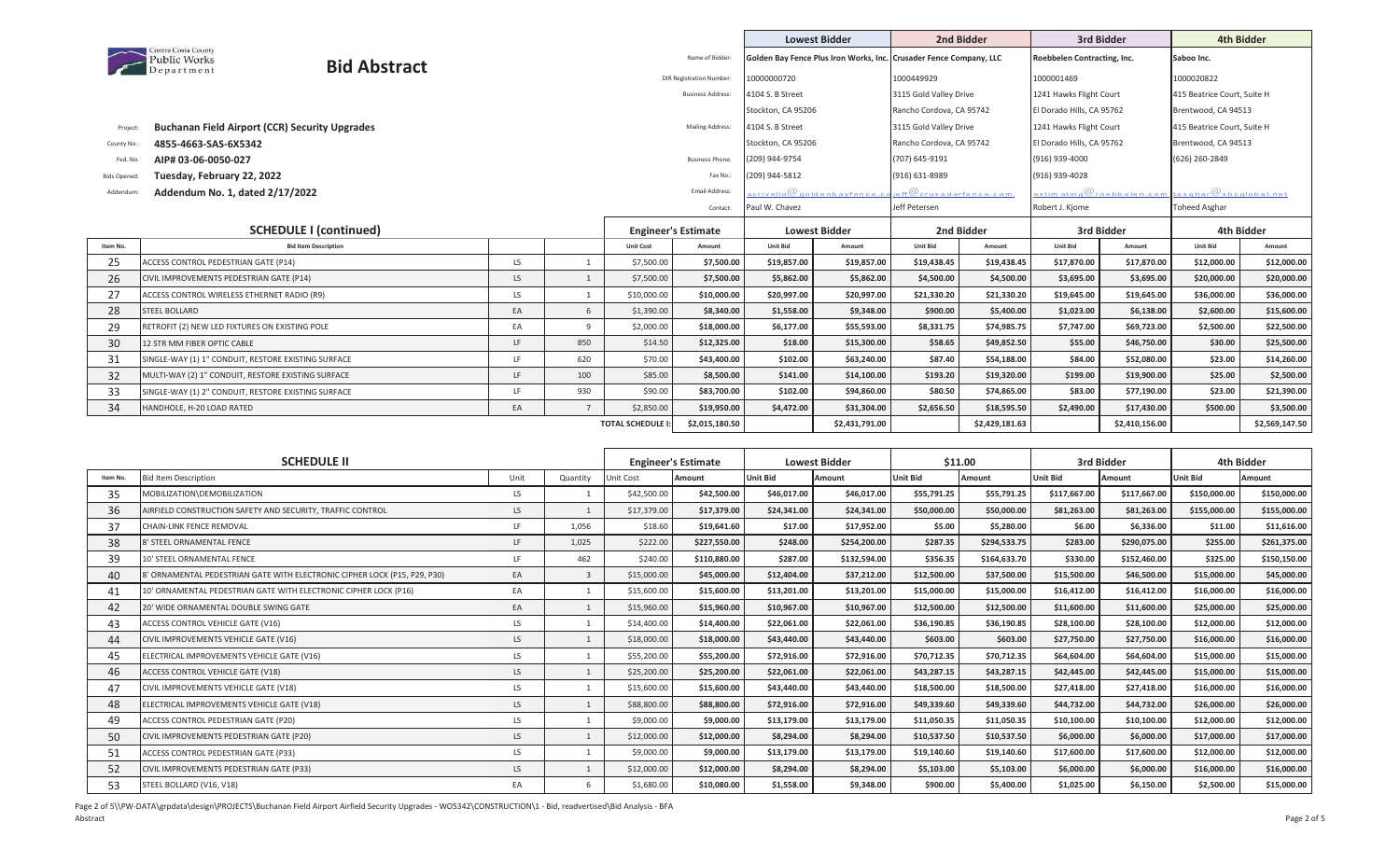Contra Costa County Public Works Department

# Bid Abstract

| | Lowest Bidder | 2nd Bidder | 3rd Bidder | 4th Bidder |
|---|---|---|---|---|
| Name of Bidder: | Golden Bay Fence Plus Iron Works, Inc. | Crusader Fence Company, LLC | Roebbelen Contracting, Inc. | Saboo Inc. |
| DIR Registration Number: | 10000000720 | 1000449929 | 1000001469 | 1000020822 |
| Business Address: | 4104 S. B Street, Stockton, CA 95206 | 3115 Gold Valley Drive, Rancho Cordova, CA 95742 | 1241 Hawks Flight Court, El Dorado Hills, CA 95762 | 415 Beatrice Court, Suite H, Brentwood, CA 94513 |
| Mailing Address: | 4104 S. B Street, Stockton, CA 95206 | 3115 Gold Valley Drive, Rancho Cordova, CA 95742 | 1241 Hawks Flight Court, El Dorado Hills, CA 95762 | 415 Beatrice Court, Suite H, Brentwood, CA 94513 |
| Business Phone: | (209) 944-9754 | (707) 645-9191 | (916) 939-4000 | (626) 260-2849 |
| Fax No.: | (209) 944-5812 | (916) 631-8989 | (916) 939-4028 | |
| Email Address: | acrivello@goldenbayfence.com | jeff@crusaderfence.com | estimating@roebbelen.com | tasghar@sbcglobal.net |
| Contact: | Paul W. Chavez | Jeff Petersen | Robert J. Kjome | Toheed Asghar |

Project: **Buchanan Field Airport (CCR) Security Upgrades**

County No.: **4855-4663-SAS-6X5342**

Fed. No. **AIP# 03-06-0050-027**

Bids Opened: **Tuesday, February 22, 2022**

Addendum: **Addendum No. 1, dated 2/17/2022**

## SCHEDULE I (continued)

| Item No. | Bid Item Description | | | Engineer's Estimate | | Lowest Bidder | | 2nd Bidder | | 3rd Bidder | | 4th Bidder | |
|---|---|---|---|---|---|---|---|---|---|---|---|---|---|
| | | | | Unit Cost | Amount | Unit Bid | Amount | Unit Bid | Amount | Unit Bid | Amount | Unit Bid | Amount |
| 25 | ACCESS CONTROL PEDESTRIAN GATE (P14) | LS | 1 | $7,500.00 | $7,500.00 | $19,857.00 | $19,857.00 | $19,438.45 | $19,438.45 | $17,870.00 | $17,870.00 | $12,000.00 | $12,000.00 |
| 26 | CIVIL IMPROVEMENTS PEDESTRIAN GATE (P14) | LS | 1 | $7,500.00 | $7,500.00 | $5,862.00 | $5,862.00 | $4,500.00 | $4,500.00 | $3,695.00 | $3,695.00 | $20,000.00 | $20,000.00 |
| 27 | ACCESS CONTROL WIRELESS ETHERNET RADIO (R9) | LS | 1 | $10,000.00 | $10,000.00 | $20,997.00 | $20,997.00 | $21,330.20 | $21,330.20 | $19,645.00 | $19,645.00 | $36,000.00 | $36,000.00 |
| 28 | STEEL BOLLARD | EA | 6 | $1,390.00 | $8,340.00 | $1,558.00 | $9,348.00 | $900.00 | $5,400.00 | $1,023.00 | $6,138.00 | $2,600.00 | $15,600.00 |
| 29 | RETROFIT (2) NEW LED FIXTURES ON EXISTING POLE | EA | 9 | $2,000.00 | $18,000.00 | $6,177.00 | $55,593.00 | $8,331.75 | $74,985.75 | $7,747.00 | $69,723.00 | $2,500.00 | $22,500.00 |
| 30 | 12 STR MM FIBER OPTIC CABLE | LF | 850 | $14.50 | $12,325.00 | $18.00 | $15,300.00 | $58.65 | $49,852.50 | $55.00 | $46,750.00 | $30.00 | $25,500.00 |
| 31 | SINGLE-WAY (1) 1" CONDUIT, RESTORE EXISTING SURFACE | LF | 620 | $70.00 | $43,400.00 | $102.00 | $63,240.00 | $87.40 | $54,188.00 | $84.00 | $52,080.00 | $23.00 | $14,260.00 |
| 32 | MULTI-WAY (2) 1" CONDUIT, RESTORE EXISTING SURFACE | LF | 100 | $85.00 | $8,500.00 | $141.00 | $14,100.00 | $193.20 | $19,320.00 | $199.00 | $19,900.00 | $25.00 | $2,500.00 |
| 33 | SINGLE-WAY (1) 2" CONDUIT, RESTORE EXISTING SURFACE | LF | 930 | $90.00 | $83,700.00 | $102.00 | $94,860.00 | $80.50 | $74,865.00 | $83.00 | $77,190.00 | $23.00 | $21,390.00 |
| 34 | HANDHOLE, H-20 LOAD RATED | EA | 7 | $2,850.00 | $19,950.00 | $4,472.00 | $31,304.00 | $2,656.50 | $18,595.50 | $2,490.00 | $17,430.00 | $500.00 | $3,500.00 |
| | | | | TOTAL SCHEDULE I: | $2,015,180.50 | | $2,431,791.00 | | $2,429,181.63 | | $2,410,156.00 | | $2,569,147.50 |

## SCHEDULE II

| Item No. | Bid Item Description | Unit | Quantity | Engineer's Estimate | | Lowest Bidder | | $11.00 | | 3rd Bidder | | 4th Bidder | |
|---|---|---|---|---|---|---|---|---|---|---|---|---|---|
| | | | | Unit Cost | Amount | Unit Bid | Amount | Unit Bid | Amount | Unit Bid | Amount | Unit Bid | Amount |
| 35 | MOBILIZATION\DEMOBILIZATION | LS | 1 | $42,500.00 | $42,500.00 | $46,017.00 | $46,017.00 | $55,791.25 | $55,791.25 | $117,667.00 | $117,667.00 | $150,000.00 | $150,000.00 |
| 36 | AIRFIELD CONSTRUCTION SAFETY AND SECURITY, TRAFFIC CONTROL | LS | 1 | $17,379.00 | $17,379.00 | $24,341.00 | $24,341.00 | $50,000.00 | $50,000.00 | $81,263.00 | $81,263.00 | $155,000.00 | $155,000.00 |
| 37 | CHAIN-LINK FENCE REMOVAL | LF | 1,056 | $18.60 | $19,641.60 | $17.00 | $17,952.00 | $5.00 | $5,280.00 | $6.00 | $6,336.00 | $11.00 | $11,616.00 |
| 38 | 8' STEEL ORNAMENTAL FENCE | LF | 1,025 | $222.00 | $227,550.00 | $248.00 | $254,200.00 | $287.35 | $294,533.75 | $283.00 | $290,075.00 | $255.00 | $261,375.00 |
| 39 | 10' STEEL ORNAMENTAL FENCE | LF | 462 | $240.00 | $110,880.00 | $287.00 | $132,594.00 | $356.35 | $164,633.70 | $330.00 | $152,460.00 | $325.00 | $150,150.00 |
| 40 | 8' ORNAMENTAL PEDESTRIAN GATE WITH ELECTRONIC CIPHER LOCK (P15, P29, P30) | EA | 3 | $15,000.00 | $45,000.00 | $12,404.00 | $37,212.00 | $12,500.00 | $37,500.00 | $15,500.00 | $46,500.00 | $15,000.00 | $45,000.00 |
| 41 | 10' ORNAMENTAL PEDESTRIAN GATE WITH ELECTRONIC CIPHER LOCK (P16) | EA | 1 | $15,600.00 | $15,600.00 | $13,201.00 | $13,201.00 | $15,000.00 | $15,000.00 | $16,412.00 | $16,412.00 | $16,000.00 | $16,000.00 |
| 42 | 20' WIDE ORNAMENTAL DOUBLE SWING GATE | EA | 1 | $15,960.00 | $15,960.00 | $10,967.00 | $10,967.00 | $12,500.00 | $12,500.00 | $11,600.00 | $11,600.00 | $25,000.00 | $25,000.00 |
| 43 | ACCESS CONTROL VEHICLE GATE (V16) | LS | 1 | $14,400.00 | $14,400.00 | $22,061.00 | $22,061.00 | $36,190.85 | $36,190.85 | $28,100.00 | $28,100.00 | $12,000.00 | $12,000.00 |
| 44 | CIVIL IMPROVEMENTS VEHICLE GATE (V16) | LS | 1 | $18,000.00 | $18,000.00 | $43,440.00 | $43,440.00 | $603.00 | $603.00 | $27,750.00 | $27,750.00 | $16,000.00 | $16,000.00 |
| 45 | ELECTRICAL IMPROVEMENTS VEHICLE GATE (V16) | LS | 1 | $55,200.00 | $55,200.00 | $72,916.00 | $72,916.00 | $70,712.35 | $70,712.35 | $64,604.00 | $64,604.00 | $15,000.00 | $15,000.00 |
| 46 | ACCESS CONTROL VEHICLE GATE (V18) | LS | 1 | $25,200.00 | $25,200.00 | $22,061.00 | $22,061.00 | $43,287.15 | $43,287.15 | $42,445.00 | $42,445.00 | $15,000.00 | $15,000.00 |
| 47 | CIVIL IMPROVEMENTS VEHICLE GATE (V18) | LS | 1 | $15,600.00 | $15,600.00 | $43,440.00 | $43,440.00 | $18,500.00 | $18,500.00 | $27,418.00 | $27,418.00 | $16,000.00 | $16,000.00 |
| 48 | ELECTRICAL IMPROVEMENTS VEHICLE GATE (V18) | LS | 1 | $88,800.00 | $88,800.00 | $72,916.00 | $72,916.00 | $49,339.60 | $49,339.60 | $44,732.00 | $44,732.00 | $26,000.00 | $26,000.00 |
| 49 | ACCESS CONTROL PEDESTRIAN GATE (P20) | LS | 1 | $9,000.00 | $9,000.00 | $13,179.00 | $13,179.00 | $11,050.35 | $11,050.35 | $10,100.00 | $10,100.00 | $12,000.00 | $12,000.00 |
| 50 | CIVIL IMPROVEMENTS PEDESTRIAN GATE (P20) | LS | 1 | $12,000.00 | $12,000.00 | $8,294.00 | $8,294.00 | $10,537.50 | $10,537.50 | $6,000.00 | $6,000.00 | $17,000.00 | $17,000.00 |
| 51 | ACCESS CONTROL PEDESTRIAN GATE (P33) | LS | 1 | $9,000.00 | $9,000.00 | $13,179.00 | $13,179.00 | $19,140.60 | $19,140.60 | $17,600.00 | $17,600.00 | $12,000.00 | $12,000.00 |
| 52 | CIVIL IMPROVEMENTS PEDESTRIAN GATE (P33) | LS | 1 | $12,000.00 | $12,000.00 | $8,294.00 | $8,294.00 | $5,103.00 | $5,103.00 | $6,000.00 | $6,000.00 | $16,000.00 | $16,000.00 |
| 53 | STEEL BOLLARD (V16, V18) | EA | 6 | $1,680.00 | $10,080.00 | $1,558.00 | $9,348.00 | $900.00 | $5,400.00 | $1,025.00 | $6,150.00 | $2,500.00 | $15,000.00 |

Page 2 of 5\\PW-DATA\grpdata\design\PROJECTS\Buchanan Field Airport Airfield Security Upgrades - WO5342\CONSTRUCTION\1 - Bid, readvertised\Bid Analysis - BFA Abstract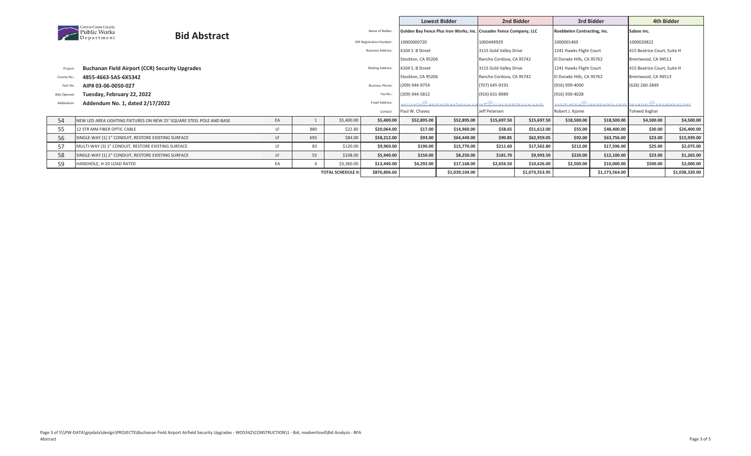Contra Costa County Public Works Department

# Bid Abstract

| | |
|---|---|
| Project: | **Buchanan Field Airport (CCR) Security Upgrades** |
| County No.: | **4855-4663-SAS-6X5342** |
| Fed. No. | **AIP# 03-06-0050-027** |
| Bids Opened: | **Tuesday, February 22, 2022** |
| Addendum: | **Addendum No. 1, dated 2/17/2022** |

| | Lowest Bidder | 2nd Bidder | 3rd Bidder | 4th Bidder |
|---|---|---|---|---|
| Name of Bidder: | Golden Bay Fence Plus Iron Works, Inc. | Crusader Fence Company, LLC | Roebbelen Contracting, Inc. | Saboo Inc. |
| DIR Registration Number: | 10000000720 | 1000449929 | 1000001469 | 1000020822 |
| Business Address: | 4104 S. B Street, Stockton, CA 95206 | 3115 Gold Valley Drive, Rancho Cordova, CA 95742 | 1241 Hawks Flight Court, El Dorado Hills, CA 95762 | 415 Beatrice Court, Suite H, Brentwood, CA 94513 |
| Mailing Address: | 4104 S. B Street, Stockton, CA 95206 | 3115 Gold Valley Drive, Rancho Cordova, CA 95742 | 1241 Hawks Flight Court, El Dorado Hills, CA 95762 | 415 Beatrice Court, Suite H, Brentwood, CA 94513 |
| Business Phone: | (209) 944-9754 | (707) 645-9191 | (916) 939-4000 | (626) 260-2849 |
| Fax No.: | (209) 944-5812 | (916) 631-8989 | (916) 939-4028 | |
| Email Address: | acrivello@goldenbayfence.co | jeff@crusaderfence.com | estimating@roebbelen.com | tasghar@sbcglobal.net |
| Contact: | Paul W. Chavez | Jeff Petersen | Robert J. Kjome | Toheed Asghar |

| Item | Description | Unit | Qty | Engineer's Unit Price | Engineer's Amount | Lowest Bidder Unit Price | Lowest Bidder Amount | 2nd Bidder Unit Price | 2nd Bidder Amount | 3rd Bidder Unit Price | 3rd Bidder Amount | 4th Bidder Unit Price | 4th Bidder Amount |
|---|---|---|---|---|---|---|---|---|---|---|---|---|---|
| 54 | NEW LED AREA LIGHTING FIXTURES ON NEW 25' SQUARE STEEL POLE AND BASE | EA | 1 | $5,400.00 | $5,400.00 | $52,895.00 | $52,895.00 | $15,697.50 | $15,697.50 | $18,500.00 | $18,500.00 | $4,500.00 | $4,500.00 |
| 55 | 12 STR MM FIBER OPTIC CABLE | LF | 880 | $22.80 | $20,064.00 | $17.00 | $14,960.00 | $58.65 | $51,612.00 | $55.00 | $48,400.00 | $30.00 | $26,400.00 |
| 56 | SINGLE-WAY (1) 1" CONDUIT, RESTORE EXISTING SURFACE | LF | 693 | $84.00 | $58,212.00 | $93.00 | $64,449.00 | $90.85 | $62,959.05 | $92.00 | $63,756.00 | $23.00 | $15,939.00 |
| 57 | MULTI-WAY (3) 1" CONDUIT, RESTORE EXISTING SURFACE | LF | 83 | $120.00 | $9,960.00 | $190.00 | $15,770.00 | $211.60 | $17,562.80 | $212.00 | $17,596.00 | $25.00 | $2,075.00 |
| 58 | SINGLE-WAY (1) 2" CONDUIT, RESTORE EXISTING SURFACE | LF | 55 | $108.00 | $5,940.00 | $150.00 | $8,250.00 | $181.70 | $9,993.50 | $220.00 | $12,100.00 | $23.00 | $1,265.00 |
| 59 | HANDHOLE, H-20 LOAD RATED | EA | 4 | $3,360.00 | $13,440.00 | $4,292.00 | $17,168.00 | $2,656.50 | $10,626.00 | $2,500.00 | $10,000.00 | $500.00 | $2,000.00 |
| | | | | TOTAL SCHEDULE II: | $876,806.60 | | $1,039,104.00 | | $1,073,553.95 | | $1,173,564.00 | | $1,038,320.00 |

Page 3 of 5\\PW-DATA\grpdata\design\PROJECTS\Buchanan Field Airport Airfield Security Upgrades - WO5342\CONSTRUCTION\1 - Bid, readvertised\Bid Analysis - BFA Abstract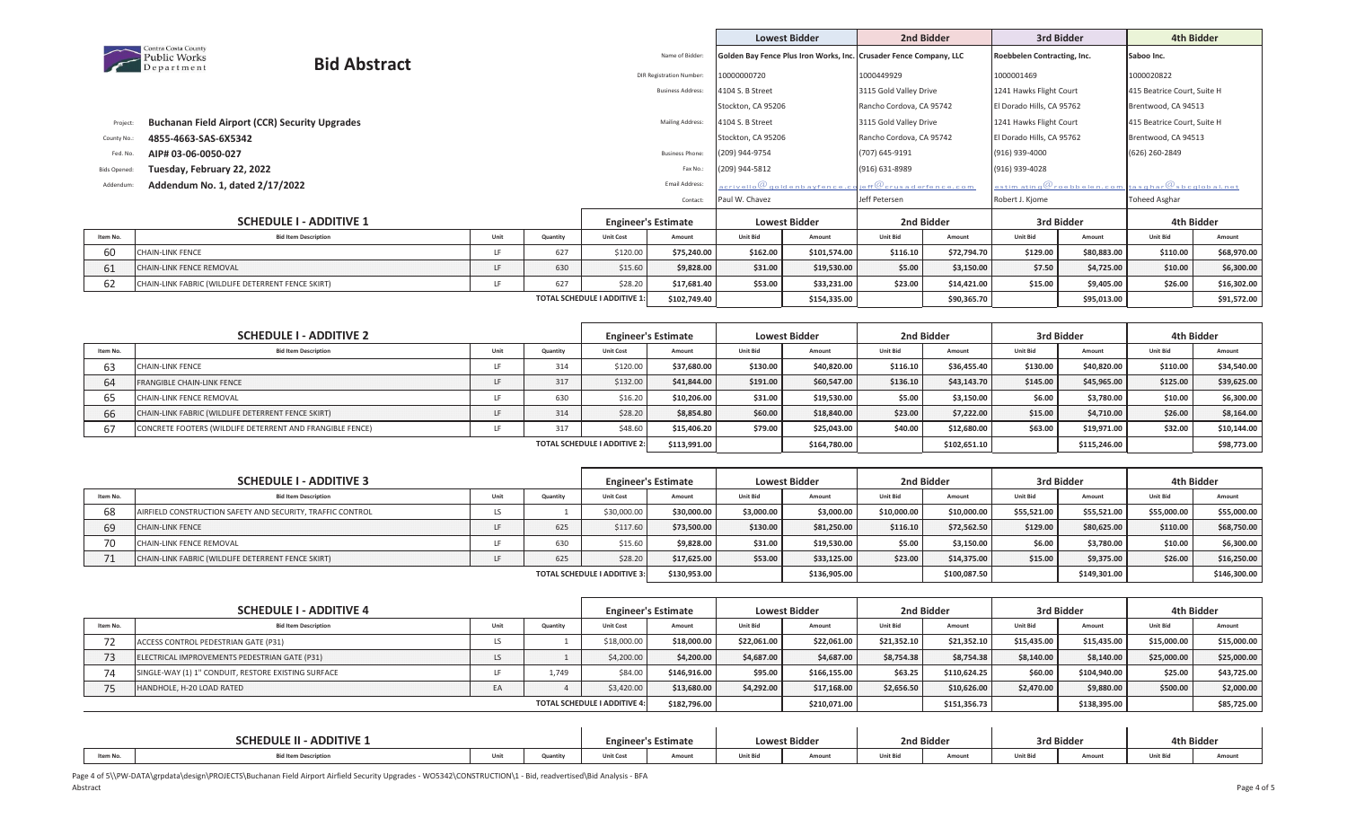Contra Costa County Public Works Department

# Bid Abstract

| | |
|---|---|
| Project: | **Buchanan Field Airport (CCR) Security Upgrades** |
| County No.: | **4855-4663-SAS-6X5342** |
| Fed. No. | **AIP# 03-06-0050-027** |
| Bids Opened: | **Tuesday, February 22, 2022** |
| Addendum: | **Addendum No. 1, dated 2/17/2022** |

| | Lowest Bidder | 2nd Bidder | 3rd Bidder | 4th Bidder |
|---|---|---|---|---|
| Name of Bidder: | Golden Bay Fence Plus Iron Works, Inc. | Crusader Fence Company, LLC | Roebbelen Contracting, Inc. | Saboo Inc. |
| DIR Registration Number: | 10000000720 | 1000449929 | 1000001469 | 1000020822 |
| Business Address: | 4104 S. B Street, Stockton, CA 95206 | 3115 Gold Valley Drive, Rancho Cordova, CA 95742 | 1241 Hawks Flight Court, El Dorado Hills, CA 95762 | 415 Beatrice Court, Suite H, Brentwood, CA 94513 |
| Mailing Address: | 4104 S. B Street, Stockton, CA 95206 | 3115 Gold Valley Drive, Rancho Cordova, CA 95742 | 1241 Hawks Flight Court, El Dorado Hills, CA 95762 | 415 Beatrice Court, Suite H, Brentwood, CA 94513 |
| Business Phone: | (209) 944-9754 | (707) 645-9191 | (916) 939-4000 | (626) 260-2849 |
| Fax No.: | (209) 944-5812 | (916) 631-8989 | (916) 939-4028 | |
| Email Address: | acrivello@goldenbayfence.com | jeff@crusaderfence.com | estimating@roebbelen.com | tasghar@sbcglobal.net |
| Contact: | Paul W. Chavez | Jeff Petersen | Robert J. Kjome | Toheed Asghar |

## SCHEDULE I - ADDITIVE 1

| Item No. | Bid Item Description | Unit | Quantity | Engineer's Estimate Unit Cost | Engineer's Estimate Amount | Lowest Bidder Unit Bid | Lowest Bidder Amount | 2nd Bidder Unit Bid | 2nd Bidder Amount | 3rd Bidder Unit Bid | 3rd Bidder Amount | 4th Bidder Unit Bid | 4th Bidder Amount |
|---|---|---|---|---|---|---|---|---|---|---|---|---|---|
| 60 | CHAIN-LINK FENCE | LF | 627 | $120.00 | $75,240.00 | $162.00 | $101,574.00 | $116.10 | $72,794.70 | $129.00 | $80,883.00 | $110.00 | $68,970.00 |
| 61 | CHAIN-LINK FENCE REMOVAL | LF | 630 | $15.60 | $9,828.00 | $31.00 | $19,530.00 | $5.00 | $3,150.00 | $7.50 | $4,725.00 | $10.00 | $6,300.00 |
| 62 | CHAIN-LINK FABRIC (WILDLIFE DETERRENT FENCE SKIRT) | LF | 627 | $28.20 | $17,681.40 | $53.00 | $33,231.00 | $23.00 | $14,421.00 | $15.00 | $9,405.00 | $26.00 | $16,302.00 |
| | | | | TOTAL SCHEDULE I ADDITIVE 1: | $102,749.40 | | $154,335.00 | | $90,365.70 | | $95,013.00 | | $91,572.00 |

## SCHEDULE I - ADDITIVE 2

| Item No. | Bid Item Description | Unit | Quantity | Engineer's Estimate Unit Cost | Engineer's Estimate Amount | Lowest Bidder Unit Bid | Lowest Bidder Amount | 2nd Bidder Unit Bid | 2nd Bidder Amount | 3rd Bidder Unit Bid | 3rd Bidder Amount | 4th Bidder Unit Bid | 4th Bidder Amount |
|---|---|---|---|---|---|---|---|---|---|---|---|---|---|
| 63 | CHAIN-LINK FENCE | LF | 314 | $120.00 | $37,680.00 | $130.00 | $40,820.00 | $116.10 | $36,455.40 | $130.00 | $40,820.00 | $110.00 | $34,540.00 |
| 64 | FRANGIBLE CHAIN-LINK FENCE | LF | 317 | $132.00 | $41,844.00 | $191.00 | $60,547.00 | $136.10 | $43,143.70 | $145.00 | $45,965.00 | $125.00 | $39,625.00 |
| 65 | CHAIN-LINK FENCE REMOVAL | LF | 630 | $16.20 | $10,206.00 | $31.00 | $19,530.00 | $5.00 | $3,150.00 | $6.00 | $3,780.00 | $10.00 | $6,300.00 |
| 66 | CHAIN-LINK FABRIC (WILDLIFE DETERRENT FENCE SKIRT) | LF | 314 | $28.20 | $8,854.80 | $60.00 | $18,840.00 | $23.00 | $7,222.00 | $15.00 | $4,710.00 | $26.00 | $8,164.00 |
| 67 | CONCRETE FOOTERS (WILDLIFE DETERRENT AND FRANGIBLE FENCE) | LF | 317 | $48.60 | $15,406.20 | $79.00 | $25,043.00 | $40.00 | $12,680.00 | $63.00 | $19,971.00 | $32.00 | $10,144.00 |
| | | | | TOTAL SCHEDULE I ADDITIVE 2: | $113,991.00 | | $164,780.00 | | $102,651.10 | | $115,246.00 | | $98,773.00 |

## SCHEDULE I - ADDITIVE 3

| Item No. | Bid Item Description | Unit | Quantity | Engineer's Estimate Unit Cost | Engineer's Estimate Amount | Lowest Bidder Unit Bid | Lowest Bidder Amount | 2nd Bidder Unit Bid | 2nd Bidder Amount | 3rd Bidder Unit Bid | 3rd Bidder Amount | 4th Bidder Unit Bid | 4th Bidder Amount |
|---|---|---|---|---|---|---|---|---|---|---|---|---|---|
| 68 | AIRFIELD CONSTRUCTION SAFETY AND SECURITY, TRAFFIC CONTROL | LS | 1 | $30,000.00 | $30,000.00 | $3,000.00 | $3,000.00 | $10,000.00 | $10,000.00 | $55,521.00 | $55,521.00 | $55,000.00 | $55,000.00 |
| 69 | CHAIN-LINK FENCE | LF | 625 | $117.60 | $73,500.00 | $130.00 | $81,250.00 | $116.10 | $72,562.50 | $129.00 | $80,625.00 | $110.00 | $68,750.00 |
| 70 | CHAIN-LINK FENCE REMOVAL | LF | 630 | $15.60 | $9,828.00 | $31.00 | $19,530.00 | $5.00 | $3,150.00 | $6.00 | $3,780.00 | $10.00 | $6,300.00 |
| 71 | CHAIN-LINK FABRIC (WILDLIFE DETERRENT FENCE SKIRT) | LF | 625 | $28.20 | $17,625.00 | $53.00 | $33,125.00 | $23.00 | $14,375.00 | $15.00 | $9,375.00 | $26.00 | $16,250.00 |
| | | | | TOTAL SCHEDULE I ADDITIVE 3: | $130,953.00 | | $136,905.00 | | $100,087.50 | | $149,301.00 | | $146,300.00 |

## SCHEDULE I - ADDITIVE 4

| Item No. | Bid Item Description | Unit | Quantity | Engineer's Estimate Unit Cost | Engineer's Estimate Amount | Lowest Bidder Unit Bid | Lowest Bidder Amount | 2nd Bidder Unit Bid | 2nd Bidder Amount | 3rd Bidder Unit Bid | 3rd Bidder Amount | 4th Bidder Unit Bid | 4th Bidder Amount |
|---|---|---|---|---|---|---|---|---|---|---|---|---|---|
| 72 | ACCESS CONTROL PEDESTRIAN GATE (P31) | LS | 1 | $18,000.00 | $18,000.00 | $22,061.00 | $22,061.00 | $21,352.10 | $21,352.10 | $15,435.00 | $15,435.00 | $15,000.00 | $15,000.00 |
| 73 | ELECTRICAL IMPROVEMENTS PEDESTRIAN GATE (P31) | LS | 1 | $4,200.00 | $4,200.00 | $4,687.00 | $4,687.00 | $8,754.38 | $8,754.38 | $8,140.00 | $8,140.00 | $25,000.00 | $25,000.00 |
| 74 | SINGLE-WAY (1) 1" CONDUIT, RESTORE EXISTING SURFACE | LF | 1,749 | $84.00 | $146,916.00 | $95.00 | $166,155.00 | $63.25 | $110,624.25 | $60.00 | $104,940.00 | $25.00 | $43,725.00 |
| 75 | HANDHOLE, H-20 LOAD RATED | EA | 4 | $3,420.00 | $13,680.00 | $4,292.00 | $17,168.00 | $2,656.50 | $10,626.00 | $2,470.00 | $9,880.00 | $500.00 | $2,000.00 |
| | | | | TOTAL SCHEDULE I ADDITIVE 4: | $182,796.00 | | $210,071.00 | | $151,356.73 | | $138,395.00 | | $85,725.00 |

## SCHEDULE II - ADDITIVE 1

| Item No. | Bid Item Description | Unit | Quantity | Engineer's Estimate Unit Cost | Engineer's Estimate Amount | Lowest Bidder Unit Bid | Lowest Bidder Amount | 2nd Bidder Unit Bid | 2nd Bidder Amount | 3rd Bidder Unit Bid | 3rd Bidder Amount | 4th Bidder Unit Bid | 4th Bidder Amount |
|---|---|---|---|---|---|---|---|---|---|---|---|---|---|

\\PW-DATA\grpdata\design\PROJECTS\Buchanan Field Airport Airfield Security Upgrades - WO5342\CONSTRUCTION\1 - Bid, readvertised\Bid Analysis - BFA Abstract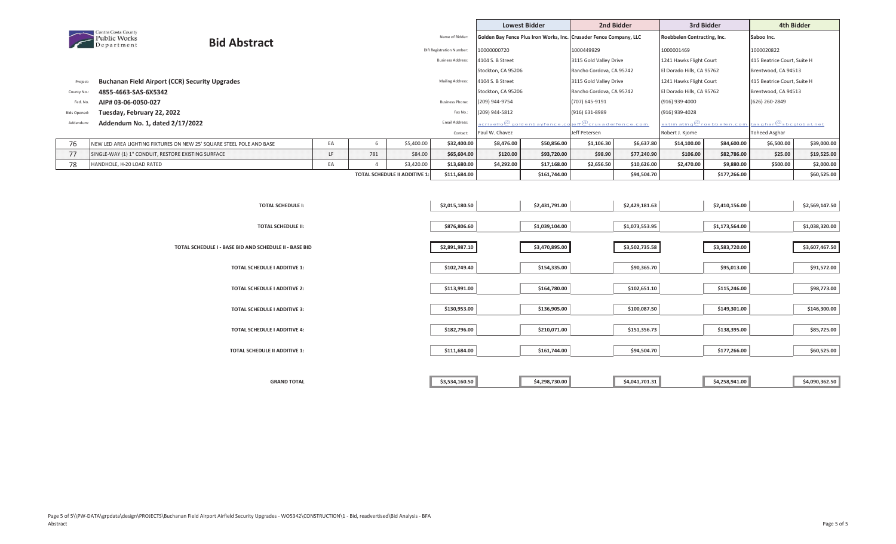Contra Costa County Public Works Department

# Bid Abstract

| | |
|---|---|
| Project: | **Buchanan Field Airport (CCR) Security Upgrades** |
| County No.: | **4855-4663-SAS-6X5342** |
| Fed. No. | **AIP# 03-06-0050-027** |
| Bids Opened: | **Tuesday, February 22, 2022** |
| Addendum: | **Addendum No. 1, dated 2/17/2022** |

| | Lowest Bidder | 2nd Bidder | 3rd Bidder | 4th Bidder |
|---|---|---|---|---|
| Name of Bidder: | Golden Bay Fence Plus Iron Works, Inc. | Crusader Fence Company, LLC | Roebbelen Contracting, Inc. | Saboo Inc. |
| DIR Registration Number: | 10000000720 | 1000449929 | 1000001469 | 1000020822 |
| Business Address: | 4104 S. B Street, Stockton, CA 95206 | 3115 Gold Valley Drive, Rancho Cordova, CA 95742 | 1241 Hawks Flight Court, El Dorado Hills, CA 95762 | 415 Beatrice Court, Suite H, Brentwood, CA 94513 |
| Mailing Address: | 4104 S. B Street, Stockton, CA 95206 | 3115 Gold Valley Drive, Rancho Cordova, CA 95742 | 1241 Hawks Flight Court, El Dorado Hills, CA 95762 | 415 Beatrice Court, Suite H, Brentwood, CA 94513 |
| Business Phone: | (209) 944-9754 | (707) 645-9191 | (916) 939-4000 | (626) 260-2849 |
| Fax No.: | (209) 944-5812 | (916) 631-8989 | (916) 939-4028 | |
| Email Address: | acrivello@goldenbayfence.com | jeff@crusaderfence.com | estimating@roebbelen.com | tasghar@sbcglobal.net |
| Contact: | Paul W. Chavez | Jeff Petersen | Robert J. Kjome | Toheed Asghar |

| Item | Description | Unit | Qty | Unit Price | Amount | Lowest Unit Price | Lowest Amount | 2nd Unit Price | 2nd Amount | 3rd Unit Price | 3rd Amount | 4th Unit Price | 4th Amount |
|---|---|---|---|---|---|---|---|---|---|---|---|---|---|
| 76 | NEW LED AREA LIGHTING FIXTURES ON NEW 25' SQUARE STEEL POLE AND BASE | EA | 6 | $5,400.00 | $32,400.00 | $8,476.00 | $50,856.00 | $1,106.30 | $6,637.80 | $14,100.00 | $84,600.00 | $6,500.00 | $39,000.00 |
| 77 | SINGLE-WAY (1) 1" CONDUIT, RESTORE EXISTING SURFACE | LF | 781 | $84.00 | $65,604.00 | $120.00 | $93,720.00 | $98.90 | $77,240.90 | $106.00 | $82,786.00 | $25.00 | $19,525.00 |
| 78 | HANDHOLE, H-20 LOAD RATED | EA | 4 | $3,420.00 | $13,680.00 | $4,292.00 | $17,168.00 | $2,656.50 | $10,626.00 | $2,470.00 | $9,880.00 | $500.00 | $2,000.00 |
| | | | | TOTAL SCHEDULE II ADDITIVE 1: | $111,684.00 | | $161,744.00 | | $94,504.70 | | $177,266.00 | | $60,525.00 |

| | Engineer's Estimate | Lowest Bidder | 2nd Bidder | 3rd Bidder | 4th Bidder |
|---|---|---|---|---|---|
| TOTAL SCHEDULE I: | $2,015,180.50 | $2,431,791.00 | $2,429,181.63 | $2,410,156.00 | $2,569,147.50 |
| TOTAL SCHEDULE II: | $876,806.60 | $1,039,104.00 | $1,073,553.95 | $1,173,564.00 | $1,038,320.00 |
| TOTAL SCHEDULE I - BASE BID AND SCHEDULE II - BASE BID | $2,891,987.10 | $3,470,895.00 | $3,502,735.58 | $3,583,720.00 | $3,607,467.50 |
| TOTAL SCHEDULE I ADDITIVE 1: | $102,749.40 | $154,335.00 | $90,365.70 | $95,013.00 | $91,572.00 |
| TOTAL SCHEDULE I ADDITIVE 2: | $113,991.00 | $164,780.00 | $102,651.10 | $115,246.00 | $98,773.00 |
| TOTAL SCHEDULE I ADDITIVE 3: | $130,953.00 | $136,905.00 | $100,087.50 | $149,301.00 | $146,300.00 |
| TOTAL SCHEDULE I ADDITIVE 4: | $182,796.00 | $210,071.00 | $151,356.73 | $138,395.00 | $85,725.00 |
| TOTAL SCHEDULE II ADDITIVE 1: | $111,684.00 | $161,744.00 | $94,504.70 | $177,266.00 | $60,525.00 |
| GRAND TOTAL | $3,534,160.50 | $4,298,730.00 | $4,041,701.31 | $4,258,941.00 | $4,090,362.50 |

\\PW-DATA\grpdata\design\PROJECTS\Buchanan Field Airport Airfield Security Upgrades - WO5342\CONSTRUCTION\1 - Bid, readvertised\Bid Analysis - BFA Abstract